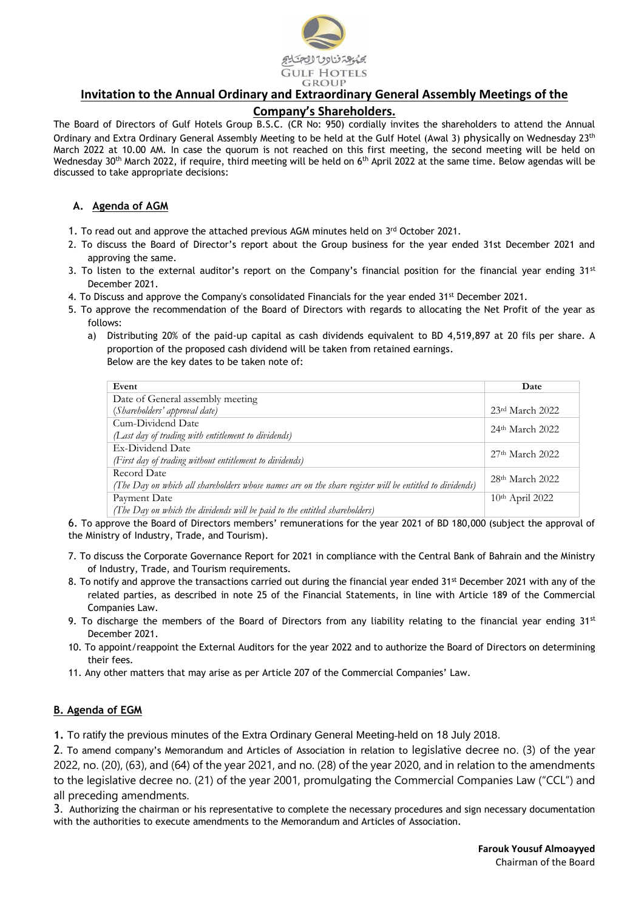# Invitation to the Annual Ordinary and Extraordinary General Assembly Meetings of the Company's Shareholders.

The Board of Directors of Gulf Hotels Group B.S.C. (CR No: 950) cordially invites the shareholders to attend the Annual Ordinary and Extra Ordinary General Assembly Meeting to be held at the Gulf Hotel (Awal 3) physically on Wednesday 23rd March 2022 at 10.00 AM. In case the quorum is not reached on this first meeting, the second meeting will be held on Wednesday 30th March 2022, if require, third meeting will be held on 6th April 2022 at the same time. Below agendas will be discussed to take appropriate decisions:

## A. Agenda of AGM

1. To read out and approve the attached previous AGM minutes held on 3rd October 2021.
2. To discuss the Board of Director's report about the Group business for the year ended 31st December 2021 and approving the same.
3. To listen to the external auditor's report on the Company's financial position for the financial year ending 31st December 2021.
4. To Discuss and approve the Company's consolidated Financials for the year ended 31st December 2021.
5. To approve the recommendation of the Board of Directors with regards to allocating the Net Profit of the year as follows:
   a) Distributing 20% of the paid-up capital as cash dividends equivalent to BD 4,519,897 at 20 fils per share. A proportion of the proposed cash dividend will be taken from retained earnings.
   Below are the key dates to be taken note of:

| Event | Date |
|---|---|
| Date of General assembly meeting<br>*(Shareholders' approval date)* | 23rd March 2022 |
| Cum-Dividend Date<br>*(Last day of trading with entitlement to dividends)* | 24th March 2022 |
| Ex-Dividend Date<br>*(First day of trading without entitlement to dividends)* | 27th March 2022 |
| Record Date<br>*(The Day on which all shareholders whose names are on the share register will be entitled to dividends)* | 28th March 2022 |
| Payment Date<br>*(The Day on which the dividends will be paid to the entitled shareholders)* | 10th April 2022 |

6. To approve the Board of Directors members' remunerations for the year 2021 of BD 180,000 (subject the approval of the Ministry of Industry, Trade, and Tourism).
7. To discuss the Corporate Governance Report for 2021 in compliance with the Central Bank of Bahrain and the Ministry of Industry, Trade, and Tourism requirements.
8. To notify and approve the transactions carried out during the financial year ended 31st December 2021 with any of the related parties, as described in note 25 of the Financial Statements, in line with Article 189 of the Commercial Companies Law.
9. To discharge the members of the Board of Directors from any liability relating to the financial year ending 31st December 2021.
10. To appoint/reappoint the External Auditors for the year 2022 and to authorize the Board of Directors on determining their fees.
11. Any other matters that may arise as per Article 207 of the Commercial Companies' Law.

## B. Agenda of EGM

1. To ratify the previous minutes of the Extra Ordinary General Meeting held on 18 July 2018.
2. To amend company's Memorandum and Articles of Association in relation to legislative decree no. (3) of the year 2022, no. (20), (63), and (64) of the year 2021, and no. (28) of the year 2020, and in relation to the amendments to the legislative decree no. (21) of the year 2001, promulgating the Commercial Companies Law ("CCL") and all preceding amendments.
3. Authorizing the chairman or his representative to complete the necessary procedures and sign necessary documentation with the authorities to execute amendments to the Memorandum and Articles of Association.

**Farouk Yousuf Almoayyed**
Chairman of the Board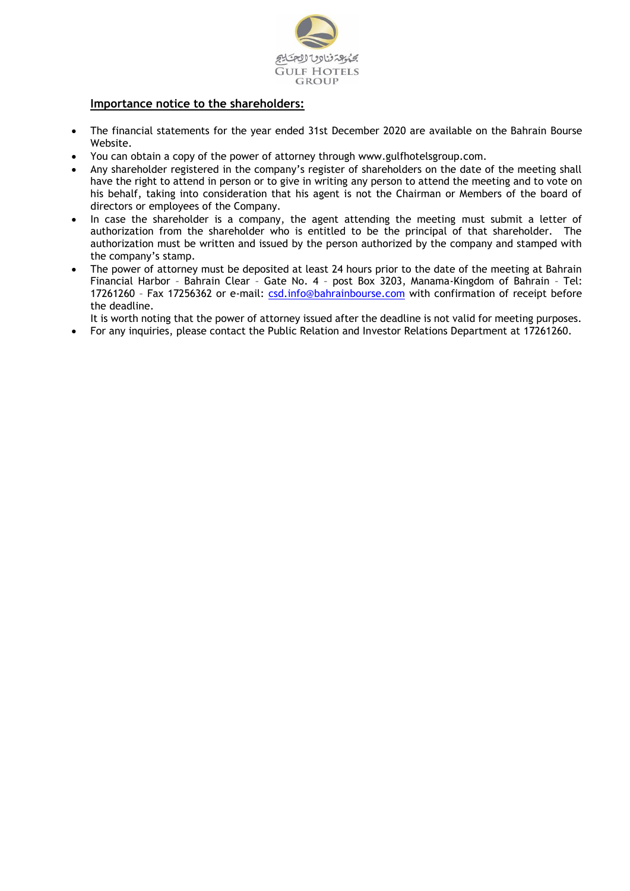**Importance notice to the shareholders:**

- The financial statements for the year ended 31st December 2020 are available on the Bahrain Bourse Website.
- You can obtain a copy of the power of attorney through www.gulfhotelsgroup.com.
- Any shareholder registered in the company's register of shareholders on the date of the meeting shall have the right to attend in person or to give in writing any person to attend the meeting and to vote on his behalf, taking into consideration that his agent is not the Chairman or Members of the board of directors or employees of the Company.
- In case the shareholder is a company, the agent attending the meeting must submit a letter of authorization from the shareholder who is entitled to be the principal of that shareholder. The authorization must be written and issued by the person authorized by the company and stamped with the company's stamp.
- The power of attorney must be deposited at least 24 hours prior to the date of the meeting at Bahrain Financial Harbor – Bahrain Clear – Gate No. 4 – post Box 3203, Manama-Kingdom of Bahrain – Tel: 17261260 – Fax 17256362 or e-mail: csd.info@bahrainbourse.com with confirmation of receipt before the deadline.
  It is worth noting that the power of attorney issued after the deadline is not valid for meeting purposes.
- For any inquiries, please contact the Public Relation and Investor Relations Department at 17261260.